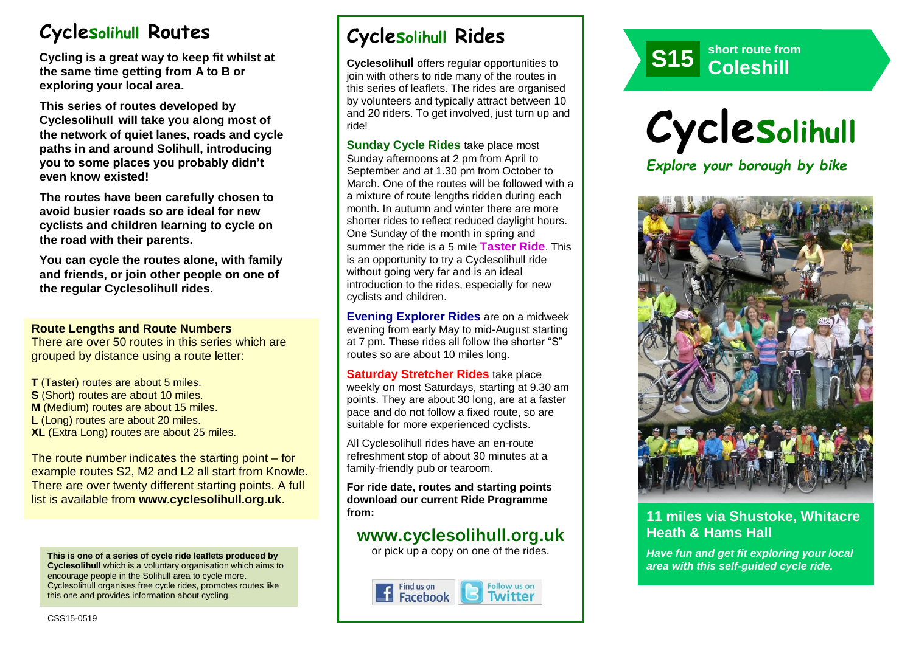# Cyclesolihull Routes

**Cycling is a great way to keep fit whilst at the same time getting from A to B or exploring your local area.**

**This series of routes developed by Cyclesolihull will take you along most of the network of quiet lanes, roads and cycle paths in and around Solihull, introducing you to some places you probably didn't even know existed!**

**The routes have been carefully chosen to avoid busier roads so are ideal for new cyclists and children learning to cycle on the road with their parents.**

**You can cycle the routes alone, with family and friends, or join other people on one of the regular Cyclesolihull rides.**

### Route Lengths and Route Numbers

There are over 50 routes in this series which are grouped by distance using a route letter:

**T** (Taster) routes are about 5 miles.
**S** (Short) routes are about 10 miles.
**M** (Medium) routes are about 15 miles.
**L** (Long) routes are about 20 miles.
**XL** (Extra Long) routes are about 25 miles.

The route number indicates the starting point – for example routes S2, M2 and L2 all start from Knowle. There are over twenty different starting points. A full list is available from **www.cyclesolihull.org.uk**.

**This is one of a series of cycle ride leaflets produced by Cyclesolihull** which is a voluntary organisation which aims to encourage people in the Solihull area to cycle more. Cyclesolihull organises free cycle rides, promotes routes like this one and provides information about cycling.

CSS15-0519

# Cyclesolihull Rides

**Cyclesolihull** offers regular opportunities to join with others to ride many of the routes in this series of leaflets. The rides are organised by volunteers and typically attract between 10 and 20 riders. To get involved, just turn up and ride!

**Sunday Cycle Rides** take place most Sunday afternoons at 2 pm from April to September and at 1.30 pm from October to March. One of the routes will be followed with a a mixture of route lengths ridden during each month. In autumn and winter there are more shorter rides to reflect reduced daylight hours. One Sunday of the month in spring and summer the ride is a 5 mile **Taster Ride**. This is an opportunity to try a Cyclesolihull ride without going very far and is an ideal introduction to the rides, especially for new cyclists and children.

**Evening Explorer Rides** are on a midweek evening from early May to mid-August starting at 7 pm. These rides all follow the shorter "S" routes so are about 10 miles long.

**Saturday Stretcher Rides** take place weekly on most Saturdays, starting at 9.30 am points. They are about 30 long, are at a faster pace and do not follow a fixed route, so are suitable for more experienced cyclists.

All Cyclesolihull rides have an en-route refreshment stop of about 30 minutes at a family-friendly pub or tearoom.

**For ride date, routes and starting points download our current Ride Programme from:**

## www.cyclesolihull.org.uk

or pick up a copy on one of the rides.

Find us on Facebook | Follow us on Twitter

**S15** short route from **Coleshill**

# Cyclesolihull

*Explore your borough by bike*

## 11 miles via Shustoke, Whitacre Heath & Hams Hall

***Have fun and get fit exploring your local area with this self-guided cycle ride.***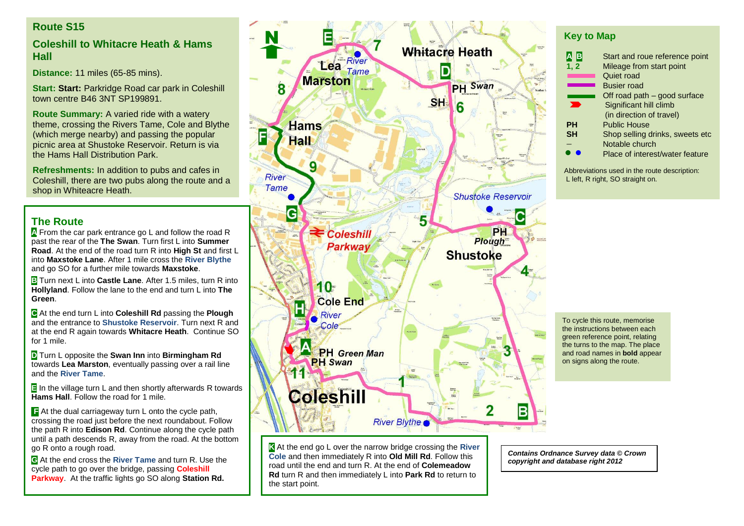## Route S15

## Coleshill to Whitacre Heath & Hams Hall

**Distance:** 11 miles (65-85 mins).

**Start: Start:** Parkridge Road car park in Coleshill town centre B46 3NT SP199891.

**Route Summary:** A varied ride with a watery theme, crossing the Rivers Tame, Cole and Blythe (which merge nearby) and passing the popular picnic area at Shustoke Reservoir. Return is via the Hams Hall Distribution Park.

**Refreshments:** In addition to pubs and cafes in Coleshill, there are two pubs along the route and a shop in Whiteacre Heath.

## The Route

**A** From the car park entrance go L and follow the road R past the rear of the **The Swan**. Turn first L into **Summer Road**. At the end of the road turn R into **High St** and first L into **Maxstoke Lane**. After 1 mile cross the **River Blythe** and go SO for a further mile towards **Maxstoke**.

**B** Turn next L into **Castle Lane**. After 1.5 miles, turn R into **Hollyland**. Follow the lane to the end and turn L into **The Green**.

**C** At the end turn L into **Coleshill Rd** passing the **Plough** and the entrance to **Shustoke Reservoir**. Turn next R and at the end R again towards **Whitacre Heath**. Continue SO for 1 mile.

**D** Turn L opposite the **Swan Inn** into **Birmingham Rd** towards **Lea Marston**, eventually passing over a rail line and the **River Tame**.

**E** In the village turn L and then shortly afterwards R towards **Hams Hall**. Follow the road for 1 mile.

**F** At the dual carriageway turn L onto the cycle path, crossing the road just before the next roundabout. Follow the path R into **Edison Rd**. Continue along the cycle path until a path descends R, away from the road. At the bottom go R onto a rough road.

**G** At the end cross the **River Tame** and turn R. Use the cycle path to go over the bridge, passing **Coleshill Parkway**. At the traffic lights go SO along **Station Rd.**

N

E

7

Lea Marston

River Tame

Whitacre Heath

D

PH Swan

SH

6

8

Hams Hall

F

9

River Tame

G

Shustoke Reservoir

C

5

Coleshill Parkway

PH Plough

Shustoke

4

10

Cole End

H

River Cole

A

PH Green Man

PH Swan

3

11

1

Coleshill

2

B

River Blythe

**K** At the end go L over the narrow bridge crossing the **River Cole** and then immediately R into **Old Mill Rd**. Follow this road until the end and turn R. At the end of **Colemeadow Rd** turn R and then immediately L into **Park Rd** to return to the start point.

## Key to Map

| | |
|---|---|
| **A B** | Start and roue reference point |
| **1, 2** | Mileage from start point |
| | Quiet road |
| | Busier road |
| | Off road path – good surface |
| | Significant hill climb (in direction of travel) |
| **PH** | Public House |
| **SH** | Shop selling drinks, sweets etc |
| | Notable church |
| | Place of interest/water feature |

Abbreviations used in the route description: L left, R right, SO straight on.

To cycle this route, memorise the instructions between each green reference point, relating the turns to the map. The place and road names in **bold** appear on signs along the route.

***Contains Ordnance Survey data © Crown copyright and database right 2012***